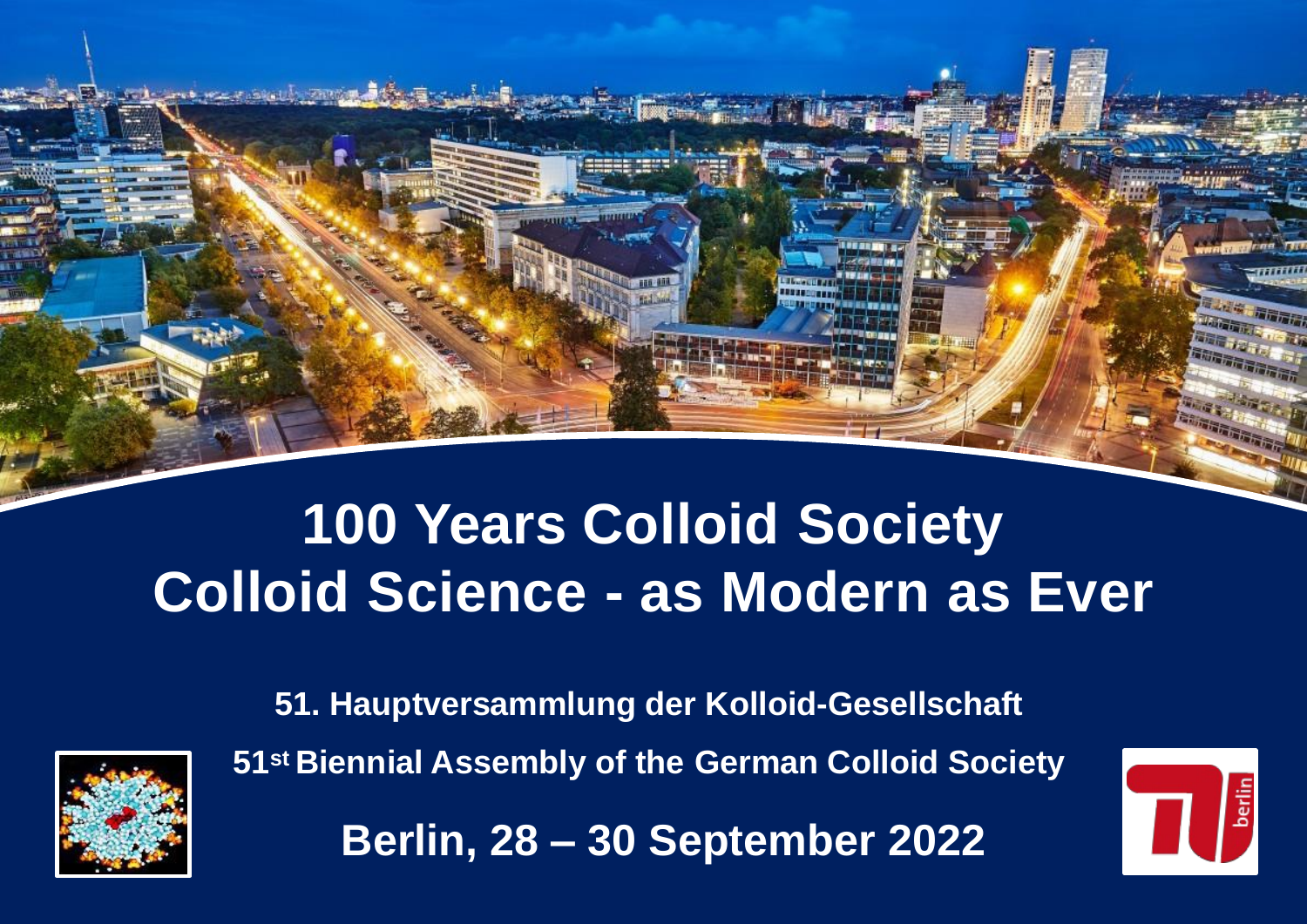# 100 Years Colloid Society
# Colloid Science - as Modern as Ever

**51. Hauptversammlung der Kolloid-Gesellschaft**

**51st Biennial Assembly of the German Colloid Society**

**Berlin, 28 – 30 September 2022**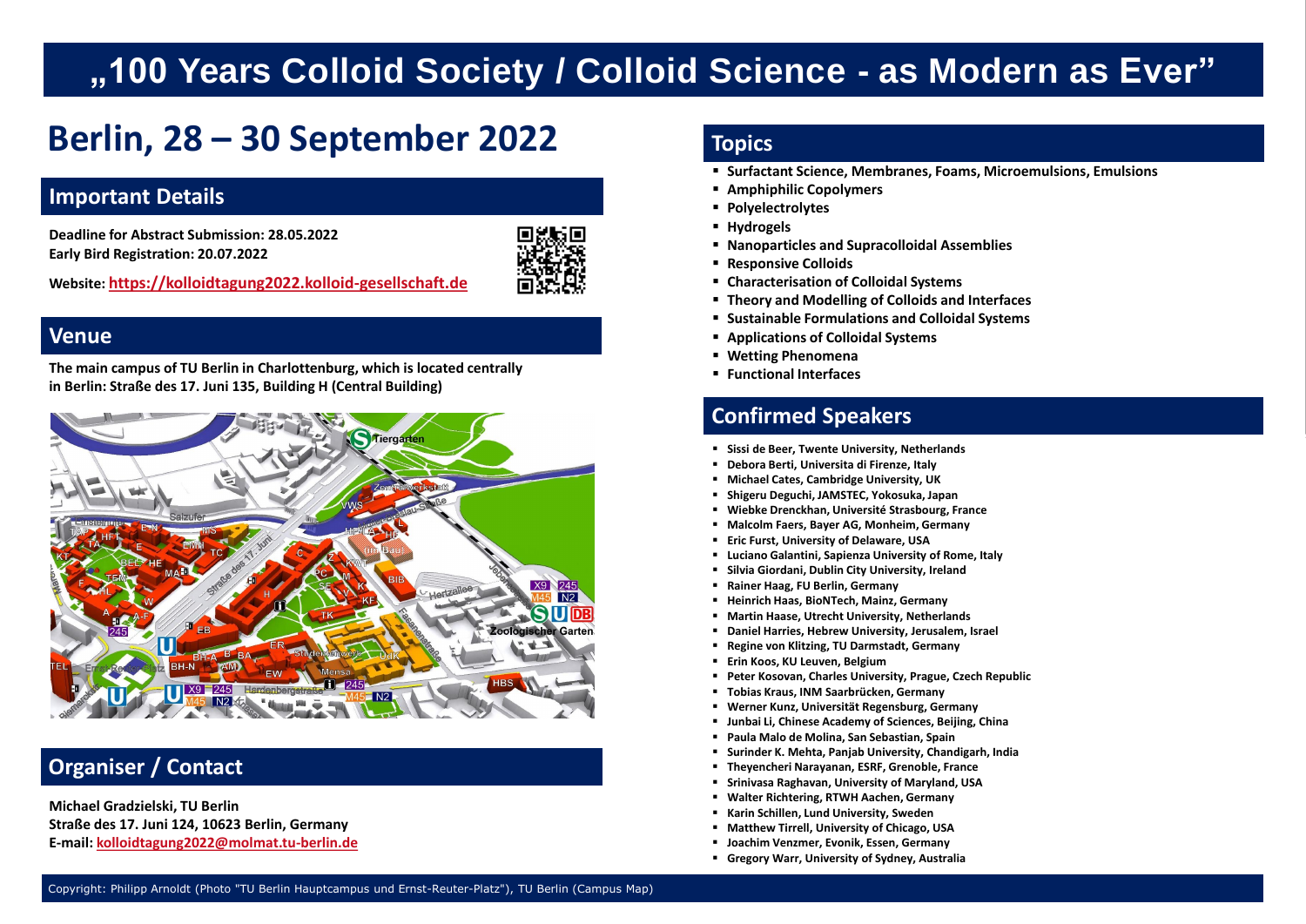# „100 Years Colloid Society / Colloid Science - as Modern as Ever"

## Berlin, 28 – 30 September 2022

### Important Details

**Deadline for Abstract Submission: 28.05.2022**
**Early Bird Registration: 20.07.2022**

**Website: https://kolloidtagung2022.kolloid-gesellschaft.de**

### Venue

**The main campus of TU Berlin in Charlottenburg, which is located centrally in Berlin: Straße des 17. Juni 135, Building H (Central Building)**

### Organiser / Contact

**Michael Gradzielski, TU Berlin**
**Straße des 17. Juni 124, 10623 Berlin, Germany**
**E-mail: kolloidtagung2022@molmat.tu-berlin.de**

### Topics

- **Surfactant Science, Membranes, Foams, Microemulsions, Emulsions**
- **Amphiphilic Copolymers**
- **Polyelectrolytes**
- **Hydrogels**
- **Nanoparticles and Supracolloidal Assemblies**
- **Responsive Colloids**
- **Characterisation of Colloidal Systems**
- **Theory and Modelling of Colloids and Interfaces**
- **Sustainable Formulations and Colloidal Systems**
- **Applications of Colloidal Systems**
- **Wetting Phenomena**
- **Functional Interfaces**

### Confirmed Speakers

- **Sissi de Beer, Twente University, Netherlands**
- **Debora Berti, Universita di Firenze, Italy**
- **Michael Cates, Cambridge University, UK**
- **Shigeru Deguchi, JAMSTEC, Yokosuka, Japan**
- **Wiebke Drenckhan, Université Strasbourg, France**
- **Malcolm Faers, Bayer AG, Monheim, Germany**
- **Eric Furst, University of Delaware, USA**
- **Luciano Galantini, Sapienza University of Rome, Italy**
- **Silvia Giordani, Dublin City University, Ireland**
- **Rainer Haag, FU Berlin, Germany**
- **Heinrich Haas, BioNTech, Mainz, Germany**
- **Martin Haase, Utrecht University, Netherlands**
- **Daniel Harries, Hebrew University, Jerusalem, Israel**
- **Regine von Klitzing, TU Darmstadt, Germany**
- **Erin Koos, KU Leuven, Belgium**
- **Peter Kosovan, Charles University, Prague, Czech Republic**
- **Tobias Kraus, INM Saarbrücken, Germany**
- **Werner Kunz, Universität Regensburg, Germany**
- **Junbai Li, Chinese Academy of Sciences, Beijing, China**
- **Paula Malo de Molina, San Sebastian, Spain**
- **Surinder K. Mehta, Panjab University, Chandigarh, India**
- **Theyencheri Narayanan, ESRF, Grenoble, France**
- **Srinivasa Raghavan, University of Maryland, USA**
- **Walter Richtering, RTWH Aachen, Germany**
- **Karin Schillen, Lund University, Sweden**
- **Matthew Tirrell, University of Chicago, USA**
- **Joachim Venzmer, Evonik, Essen, Germany**
- **Gregory Warr, University of Sydney, Australia**

Copyright: Philipp Arnoldt (Photo "TU Berlin Hauptcampus und Ernst-Reuter-Platz"), TU Berlin (Campus Map)